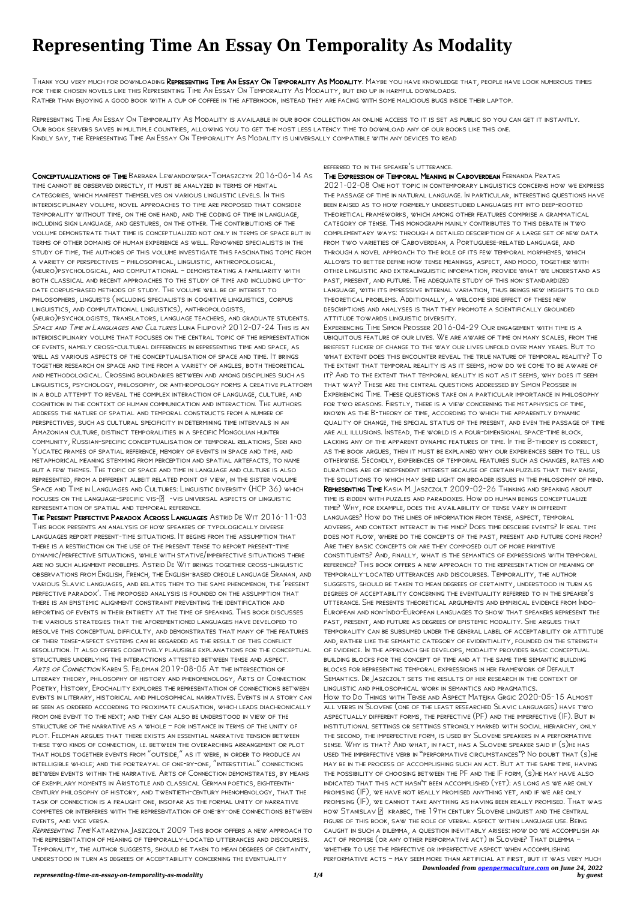# Representing Time An Essay On Temporality As Modality

Thank you very much for downloading **Representing Time An Essay On Temporality As Modality**. Maybe you have knowledge that, people have look numerous times for their chosen novels like this Representing Time An Essay On Temporality As Modality, but end up in harmful downloads.
Rather than enjoying a good book with a cup of coffee in the afternoon, instead they are facing with some malicious bugs inside their laptop.

Representing Time An Essay On Temporality As Modality is available in our book collection an online access to it is set as public so you can get it instantly.
Our book servers saves in multiple countries, allowing you to get the most less latency time to download any of our books like this one.
Kindly say, the Representing Time An Essay On Temporality As Modality is universally compatible with any devices to read

**Conceptualizations of Time** Barbara Lewandowska-Tomaszczyk 2016-06-14 As time cannot be observed directly, it must be analyzed in terms of mental categories, which manifest themselves on various linguistic levels. In this interdisciplinary volume, novel approaches to time are proposed that consider temporality without time, on the one hand, and the coding of time in language, including sign language, and gestures, on the other. The contributions of the volume demonstrate that time is conceptualized not only in terms of space but in terms of other domains of human experience as well. Renowned specialists in the study of time, the authors of this volume investigate this fascinating topic from a variety of perspectives – philosophical, linguistic, anthropological, (neuro)psychological, and computational – demonstrating a familiarity with both classical and recent approaches to the study of time and including up-to-date corpus-based methods of study. The volume will be of interest to philosophers, linguists (including specialists in cognitive linguistics, corpus linguistics, and computational linguistics), anthropologists, (neuro)psychologists, translators, language teachers, and graduate students.

*Space and Time in Languages and Cultures* Luna Filipovi? 2012-07-24 This is an interdisciplinary volume that focuses on the central topic of the representation of events, namely cross-cultural differences in representing time and space, as well as various aspects of the conceptualisation of space and time. It brings together research on space and time from a variety of angles, both theoretical and methodological. Crossing boundaries between and among disciplines such as linguistics, psychology, philosophy, or anthropology forms a creative platform in a bold attempt to reveal the complex interaction of language, culture, and cognition in the context of human communication and interaction. The authors address the nature of spatial and temporal constructs from a number of perspectives, such as cultural specificity in determining time intervals in an Amazonian culture, distinct temporalities in a specific Mongolian hunter community, Russian-specific conceptualisation of temporal relations, Seri and Yucatec frames of spatial reference, memory of events in space and time, and metaphorical meaning stemming from perception and spatial artefacts, to name but a few themes. The topic of space and time in language and culture is also represented, from a different albeit related point of view, in the sister volume Space and Time in Languages and Cultures: Linguistic diversity (HCP 36) which focuses on the language-specific vis-?-vis universal aspects of linguistic representation of spatial and temporal reference.

**The Present Perfective Paradox Across Languages** Astrid De Wit 2016-11-03 This book presents an analysis of how speakers of typologically diverse languages report present-time situations. It begins from the assumption that there is a restriction on the use of the present tense to report present-time dynamic/perfective situations, while with stative/imperfective situations there are no such alignment problems. Astrid De Wit brings together cross-linguistic observations from English, French, the English-based creole language Sranan, and various Slavic languages, and relates them to the same phenomenon, the 'present perfective paradox'. The proposed analysis is founded on the assumption that there is an epistemic alignment constraint preventing the identification and reporting of events in their entirety at the time of speaking. This book discusses the various strategies that the aforementioned languages have developed to resolve this conceptual difficulty, and demonstrates that many of the features of their tense-aspect systems can be regarded as the result of this conflict resolution. It also offers cognitively plausible explanations for the conceptual structures underlying the interactions attested between tense and aspect.

*Arts of Connection* Karen S. Feldman 2019-08-05 At the intersection of literary theory, philosophy of history and phenomenology, Arts of Connection: Poetry, History, Epochality explores the representation of connections between events in literary, historical and philosophical narratives. Events in a story can be seen as ordered according to proximate causation, which leads diachronically from one event to the next; and they can also be understood in view of the structure of the narrative as a whole – for instance in terms of the unity of plot. Feldman argues that there exists an essential narrative tension between these two kinds of connection, i.e. between the overarching arrangement or plot that holds together events from "outside," as it were, in order to produce an intelligible whole; and the portrayal of one-by-one, "interstitial" connections between events within the narrative. Arts of Connection demonstrates, by means of exemplary moments in Aristotle and classical German poetics, eighteenth-century philosophy of history, and twentieth-century phenomenology, that the task of connection is a fraught one, insofar as the formal unity of narrative competes or interferes with the representation of one-by-one connections between events, and vice versa.

*Representing Time* Katarzyna Jaszczolt 2009 This book offers a new approach to the representation of meaning of temporally-located utterances and discourses. Temporality, the author suggests, should be taken to mean degrees of certainty, understood in turn as degrees of acceptability concerning the eventuality referred to in the speaker's utterance.

**The Expression of Temporal Meaning in Caboverdean** Fernanda Pratas 2021-02-08 One hot topic in contemporary linguistics concerns how we express the passage of time in natural language. In particular, interesting questions have been raised as to how formerly understudied languages fit into deep-rooted theoretical frameworks, which among other features comprise a grammatical category of tense. This monograph mainly contributes to this debate in two complementary ways: through a detailed description of a large set of new data from two varieties of Caboverdean, a Portuguese-related language, and through a novel approach to the role of its few temporal morphemes, which allows to better define how tense meanings, aspect, and mood, together with other linguistic and extralinguistic information, provide what we understand as past, present, and future. The adequate study of this non-standardized language, with its impressive internal variation, thus brings new insights to old theoretical problems. Additionally, a welcome side effect of these new descriptions and analyses is that they promote a scientifically grounded attitude towards linguistic diversity.

Experiencing Time Simon Prosser 2016-04-29 Our engagement with time is a ubiquitous feature of our lives. We are aware of time on many scales, from the briefest flicker of change to the way our lives unfold over many years. But to what extent does this encounter reveal the true nature of temporal reality? To the extent that temporal reality is as it seems, how do we come to be aware of it? And to the extent that temporal reality is not as it seems, why does it seem that way? These are the central questions addressed by Simon Prosser in Experiencing Time. These questions take on a particular importance in philosophy for two reasons. Firstly, there is a view concerning the metaphysics of time, known as the B-theory of time, according to which the apparently dynamic quality of change, the special status of the present, and even the passage of time are all illusions. Instead, the world is a four-dimensional space-time block, lacking any of the apparent dynamic features of time. If the B-theory is correct, as the book argues, then it must be explained why our experiences seem to tell us otherwise. Secondly, experiences of temporal features such as changes, rates and durations are of independent interest because of certain puzzles that they raise, the solutions to which may shed light on broader issues in the philosophy of mind.

**Representing Time** Kasia M. Jaszczolt 2009-02-26 Thinking and speaking about time is ridden with puzzles and paradoxes. How do human beings conceptualize time? Why, for example, does the availability of tense vary in different languages? How do the lines of information from tense, aspect, temporal adverbs, and context interact in the mind? Does time describe events? If real time does not flow, where do the concepts of the past, present and future come from? Are they basic concepts or are they composed out of more primitive constituents? And, finally, what is the semantics of expressions with temporal reference? This book offers a new approach to the representation of meaning of temporally-located utterances and discourses. Temporality, the author suggests, should be taken to mean degrees of certainty, understood in turn as degrees of acceptability concerning the eventuality referred to in the speaker's utterance. She presents theoretical arguments and empirical evidence from Indo-European and non-Indo-European languages to show that speakers represent the past, present, and future as degrees of epistemic modality. She argues that temporality can be subsumed under the general label of acceptability or attitude and, rather like the semantic category of evidentiality, founded on the strength of evidence. In the approach she develops, modality provides basic conceptual building blocks for the concept of time and at the same time semantic building blocks for representing temporal expressions in her framework of Default Semantics. Dr Jaszczolt sets the results of her research in the context of linguistic and philosophical work in semantics and pragmatics.

How to Do Things with Tense and Aspect Matejka Grgic 2020-05-15 Almost all verbs in Slovene (one of the least researched Slavic languages) have two aspectually different forms, the perfective (PF) and the imperfective (IF). But in institutional settings or settings strongly marked with social hierarchy, only the second, the imperfective form, is used by Slovene speakers in a performative sense. Why is that? And what, in fact, has a Slovene speaker said if (s)he has used the imperfective verb in "performative circumstances"? No doubt that (s)he may be in the process of accomplishing such an act. But at the same time, having the possibility of choosing between the PF and the IF form, (s)he may have also indicated that this act hasn't been accomplished (yet): as long as we are only promising (IF), we have not really promised anything yet, and if we are only promising (IF), we cannot take anything as having been really promised. That was how Stanislav ? krabec, the 19th century Slovene linguist and the central figure of this book, saw the role of verbal aspect within language use. Being caught in such a dilemma, a question inevitably arises: how do we accomplish an act of promise (or any other performative act) in Slovene? That dilemma – whether to use the perfective or imperfective aspect when accomplishing performative acts – may seem more than artificial at first, but it was very much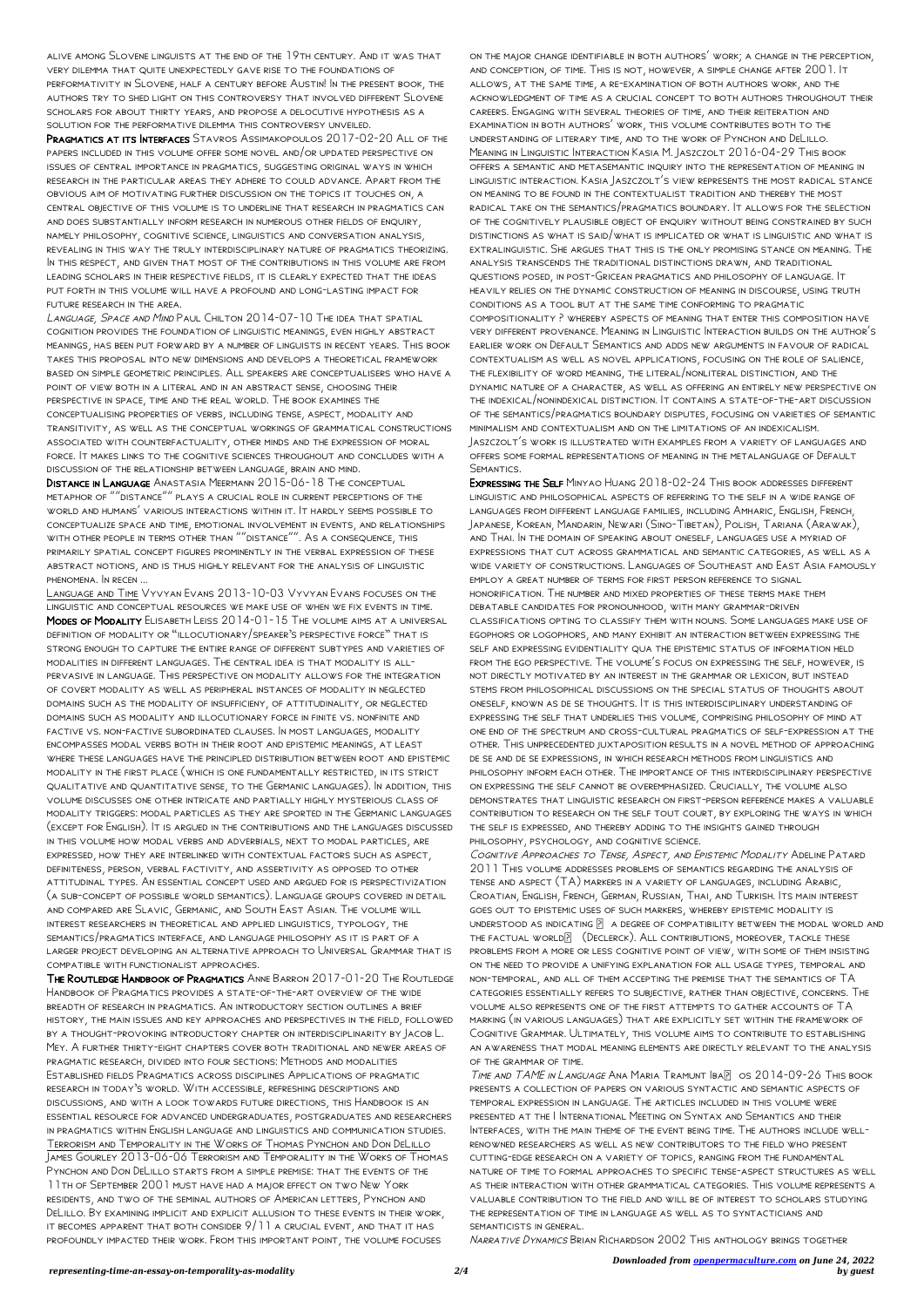alive among Slovene linguists at the end of the 19th century. And it was that very dilemma that quite unexpectedly gave rise to the foundations of performativity in Slovene, half a century before Austin! In the present book, the authors try to shed light on this controversy that involved different Slovene scholars for about thirty years, and propose a delocutive hypothesis as a solution for the performative dilemma this controversy unveiled.

**Pragmatics at its Interfaces** Stavros Assimakopoulos 2017-02-20 All of the papers included in this volume offer some novel and/or updated perspective on issues of central importance in pragmatics, suggesting original ways in which research in the particular areas they adhere to could advance. Apart from the obvious aim of motivating further discussion on the topics it touches on, a central objective of this volume is to underline that research in pragmatics can and does substantially inform research in numerous other fields of enquiry, namely philosophy, cognitive science, linguistics and conversation analysis, revealing in this way the truly interdisciplinary nature of pragmatics theorizing. In this respect, and given that most of the contributions in this volume are from leading scholars in their respective fields, it is clearly expected that the ideas put forth in this volume will have a profound and long-lasting impact for future research in the area.

*Language, Space and Mind* Paul Chilton 2014-07-10 The idea that spatial cognition provides the foundation of linguistic meanings, even highly abstract meanings, has been put forward by a number of linguists in recent years. This book takes this proposal into new dimensions and develops a theoretical framework based on simple geometric principles. All speakers are conceptualisers who have a point of view both in a literal and in an abstract sense, choosing their perspective in space, time and the real world. The book examines the conceptualising properties of verbs, including tense, aspect, modality and transitivity, as well as the conceptual workings of grammatical constructions associated with counterfactuality, other minds and the expression of moral force. It makes links to the cognitive sciences throughout and concludes with a discussion of the relationship between language, brain and mind.

**Distance in Language** Anastasia Meermann 2015-06-18 The conceptual metaphor of ""distance"" plays a crucial role in current perceptions of the world and humans' various interactions within it. It hardly seems possible to conceptualize space and time, emotional involvement in events, and relationships with other people in terms other than ""distance"". As a consequence, this primarily spatial concept figures prominently in the verbal expression of these abstract notions, and is thus highly relevant for the analysis of linguistic phenomena. In recen ...

Language and Time Vyvyan Evans 2013-10-03 Vyvyan Evans focuses on the linguistic and conceptual resources we make use of when we fix events in time.

**Modes of Modality** Elisabeth Leiss 2014-01-15 The volume aims at a universal definition of modality or "illocutionary/speaker's perspective force" that is strong enough to capture the entire range of different subtypes and varieties of modalities in different languages. The central idea is that modality is all-pervasive in language. This perspective on modality allows for the integration of covert modality as well as peripheral instances of modality in neglected domains such as the modality of insufficiency, of attitudinality, or neglected domains such as modality and illocutionary force in finite vs. nonfinite and factive vs. non-factive subordinated clauses. In most languages, modality encompasses modal verbs both in their root and epistemic meanings, at least where these languages have the principled distribution between root and epistemic modality in the first place (which is one fundamentally restricted, in its strict qualitative and quantitative sense, to the Germanic languages). In addition, this volume discusses one other intricate and partially highly mysterious class of modality triggers: modal particles as they are sported in the Germanic languages (except for English). It is argued in the contributions and the languages discussed in this volume how modal verbs and adverbials, next to modal particles, are expressed, how they are interlinked with contextual factors such as aspect, definiteness, person, verbal factivity, and assertivity as opposed to other attitudinal types. An essential concept used and argued for is perspectivization (a sub-concept of possible world semantics). Language groups covered in detail and compared are Slavic, Germanic, and South East Asian. The volume will interest researchers in theoretical and applied linguistics, typology, the semantics/pragmatics interface, and language philosophy as it is part of a larger project developing an alternative approach to Universal Grammar that is compatible with functionalist approaches.

**The Routledge Handbook of Pragmatics** Anne Barron 2017-01-20 The Routledge Handbook of Pragmatics provides a state-of-the-art overview of the wide breadth of research in pragmatics. An introductory section outlines a brief history, the main issues and key approaches and perspectives in the field, followed by a thought-provoking introductory chapter on interdisciplinarity by Jacob L. Mey. A further thirty-eight chapters cover both traditional and newer areas of pragmatic research, divided into four sections: Methods and modalities Established fields Pragmatics across disciplines Applications of pragmatic research in today's world. With accessible, refreshing descriptions and discussions, and with a look towards future directions, this Handbook is an essential resource for advanced undergraduates, postgraduates and researchers in pragmatics within English language and linguistics and communication studies.

Terrorism and Temporality in the Works of Thomas Pynchon and Don DeLillo James Gourley 2013-06-06 Terrorism and Temporality in the Works of Thomas Pynchon and Don DeLillo starts from a simple premise: that the events of the 11th of September 2001 must have had a major effect on two New York residents, and two of the seminal authors of American letters, Pynchon and DeLillo. By examining implicit and explicit allusion to these events in their work, it becomes apparent that both consider 9/11 a crucial event, and that it has profoundly impacted their work. From this important point, the volume focuses on the major change identifiable in both authors' work; a change in the perception, and conception, of time. This is not, however, a simple change after 2001. It allows, at the same time, a re-examination of both authors work, and the acknowledgment of time as a crucial concept to both authors throughout their careers. Engaging with several theories of time, and their reiteration and examination in both authors' work, this volume contributes both to the understanding of literary time, and to the work of Pynchon and DeLillo.

Meaning in Linguistic Interaction Kasia M. Jaszczolt 2016-04-29 This book offers a semantic and metasemantic inquiry into the representation of meaning in linguistic interaction. Kasia Jaszczolt's view represents the most radical stance on meaning to be found in the contextualist tradition and thereby the most radical take on the semantics/pragmatics boundary. It allows for the selection of the cognitively plausible object of enquiry without being constrained by such distinctions as what is said/what is implicated or what is linguistic and what is extralinguistic. She argues that this is the only promising stance on meaning. The analysis transcends the traditional distinctions drawn, and traditional questions posed, in post-Gricean pragmatics and philosophy of language. It heavily relies on the dynamic construction of meaning in discourse, using truth conditions as a tool but at the same time conforming to pragmatic compositionality ? whereby aspects of meaning that enter this composition have very different provenance. Meaning in Linguistic Interaction builds on the author's earlier work on Default Semantics and adds new arguments in favour of radical contextualism as well as novel applications, focusing on the role of salience, the flexibility of word meaning, the literal/nonliteral distinction, and the dynamic nature of a character, as well as offering an entirely new perspective on the indexical/nonindexical distinction. It contains a state-of-the-art discussion of the semantics/pragmatics boundary disputes, focusing on varieties of semantic minimalism and contextualism and on the limitations of an indexicalism. Jaszczolt's work is illustrated with examples from a variety of languages and offers some formal representations of meaning in the metalanguage of Default Semantics.

**Expressing the Self** Minyao Huang 2018-02-24 This book addresses different linguistic and philosophical aspects of referring to the self in a wide range of languages from different language families, including Amharic, English, French, Japanese, Korean, Mandarin, Newari (Sino-Tibetan), Polish, Tariana (Arawak), and Thai. In the domain of speaking about oneself, languages use a myriad of expressions that cut across grammatical and semantic categories, as well as a wide variety of constructions. Languages of Southeast and East Asia famously employ a great number of terms for first person reference to signal honorification. The number and mixed properties of these terms make them debatable candidates for pronounhood, with many grammar-driven classifications opting to classify them with nouns. Some languages make use of egophors or logophors, and many exhibit an interaction between expressing the self and expressing evidentiality qua the epistemic status of information held from the ego perspective. The volume's focus on expressing the self, however, is not directly motivated by an interest in the grammar or lexicon, but instead stems from philosophical discussions on the special status of thoughts about oneself, known as de se thoughts. It is this interdisciplinary understanding of expressing the self that underlies this volume, comprising philosophy of mind at one end of the spectrum and cross-cultural pragmatics of self-expression at the other. This unprecedented juxtaposition results in a novel method of approaching de se and de se expressions, in which research methods from linguistics and philosophy inform each other. The importance of this interdisciplinary perspective on expressing the self cannot be overemphasized. Crucially, the volume also demonstrates that linguistic research on first-person reference makes a valuable contribution to research on the self tout court, by exploring the ways in which the self is expressed, and thereby adding to the insights gained through philosophy, psychology, and cognitive science.

*Cognitive Approaches to Tense, Aspect, and Epistemic Modality* Adeline Patard 2011 This volume addresses problems of semantics regarding the analysis of tense and aspect (TA) markers in a variety of languages, including Arabic, Croatian, English, French, German, Russian, Thai, and Turkish. Its main interest goes out to epistemic uses of such markers, whereby epistemic modality is understood as indicating � a degree of compatibility between the modal world and the factual world� (Declerck). All contributions, moreover, tackle these problems from a more or less cognitive point of view, with some of them insisting on the need to provide a unifying explanation for all usage types, temporal and non-temporal, and all of them accepting the premise that the semantics of TA categories essentially refers to subjective, rather than objective, concerns. The volume also represents one of the first attempts to gather accounts of TA marking (in various languages) that are explicitly set within the framework of Cognitive Grammar. Ultimately, this volume aims to contribute to establishing an awareness that modal meaning elements are directly relevant to the analysis of the grammar of time.

*Time and TAME in Language* Ana Maria Tramunt Iba� os 2014-09-26 This book presents a collection of papers on various syntactic and semantic aspects of temporal expression in language. The articles included in this volume were presented at the I International Meeting on Syntax and Semantics and their Interfaces, with the main theme of the event being time. The authors include well-renowned researchers as well as new contributors to the field who present cutting-edge research on a variety of topics, ranging from the fundamental nature of time to formal approaches to specific tense-aspect structures as well as their interaction with other grammatical categories. This volume represents a valuable contribution to the field and will be of interest to scholars studying the representation of time in language as well as to syntacticians and semanticists in general.

*Narrative Dynamics* Brian Richardson 2002 This anthology brings together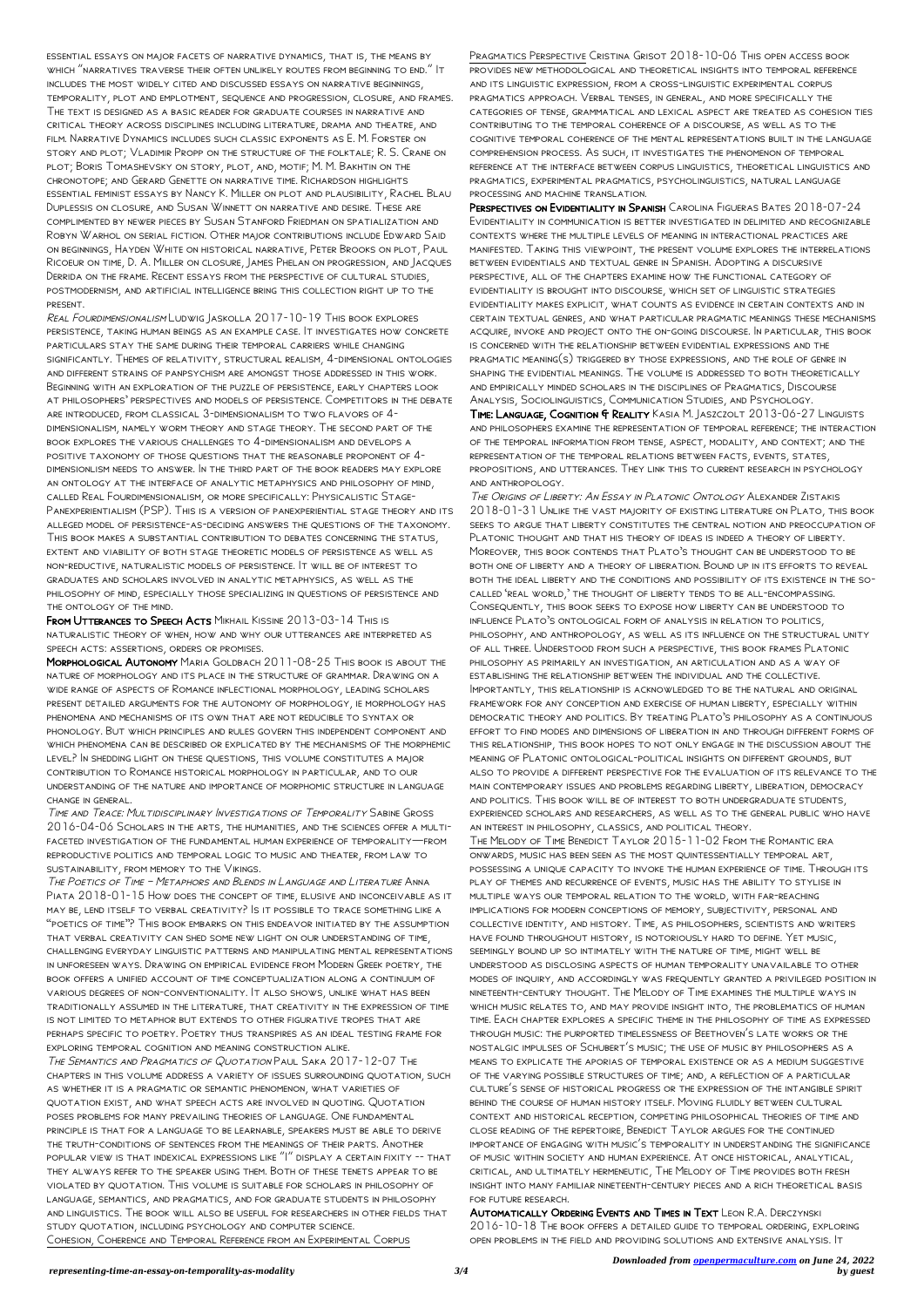essential essays on major facets of narrative dynamics, that is, the means by which "narratives traverse their often unlikely routes from beginning to end." It includes the most widely cited and discussed essays on narrative beginnings, temporality, plot and emplotment, sequence and progression, closure, and frames. The text is designed as a basic reader for graduate courses in narrative and critical theory across disciplines including literature, drama and theatre, and film. Narrative Dynamics includes such classic exponents as E. M. Forster on story and plot; Vladimir Propp on the structure of the folktale; R. S. Crane on plot; Boris Tomashevsky on story, plot, and, motif; M. M. Bakhtin on the chronotope; and Gerard Genette on narrative time. Richardson highlights essential feminist essays by Nancy K. Miller on plot and plausibility, Rachel Blau DuPlessis on closure, and Susan Winnett on narrative and desire. These are complimented by newer pieces by Susan Stanford Friedman on spatialization and Robyn Warhol on serial fiction. Other major contributions include Edward Said on beginnings, Hayden White on historical narrative, Peter Brooks on plot, Paul Ricoeur on time, D. A. Miller on closure, James Phelan on progression, and Jacques Derrida on the frame. Recent essays from the perspective of cultural studies, postmodernism, and artificial intelligence bring this collection right up to the present.

*Real Fourdimensionalism* Ludwig Jaskolla 2017-10-19 This book explores persistence, taking human beings as an example case. It investigates how concrete particulars stay the same during their temporal carriers while changing significantly. Themes of relativity, structural realism, 4-dimensional ontologies and different strains of panpsychism are amongst those addressed in this work. Beginning with an exploration of the puzzle of persistence, early chapters look at philosophers' perspectives and models of persistence. Competitors in the debate are introduced, from classical 3-dimensionalism to two flavors of 4-dimensionalism, namely worm theory and stage theory. The second part of the book explores the various challenges to 4-dimensionalism and develops a positive taxonomy of those questions that the reasonable proponent of 4-dimensionlism needs to answer. In the third part of the book readers may explore an ontology at the interface of analytic metaphysics and philosophy of mind, called Real Fourdimensionalism, or more specifically: Physicalistic Stage-Panexperientialism (PSP). This is a version of panexperiential stage theory and its alleged model of persistence-as-deciding answers the questions of the taxonomy. This book makes a substantial contribution to debates concerning the status, extent and viability of both stage theoretic models of persistence as well as non-reductive, naturalistic models of persistence. It will be of interest to graduates and scholars involved in analytic metaphysics, as well as the philosophy of mind, especially those specializing in questions of persistence and the ontology of the mind.

**From Utterances to Speech Acts** Mikhail Kissine 2013-03-14 This is naturalistic theory of when, how and why our utterances are interpreted as speech acts: assertions, orders or promises.

**Morphological Autonomy** Maria Goldbach 2011-08-25 This book is about the nature of morphology and its place in the structure of grammar. Drawing on a wide range of aspects of Romance inflectional morphology, leading scholars present detailed arguments for the autonomy of morphology, ie morphology has phenomena and mechanisms of its own that are not reducible to syntax or phonology. But which principles and rules govern this independent component and which phenomena can be described or explicated by the mechanisms of the morphemic level? In shedding light on these questions, this volume constitutes a major contribution to Romance historical morphology in particular, and to our understanding of the nature and importance of morphemic structure in language change in general.

*Time and Trace: Multidisciplinary Investigations of Temporality* Sabine Gross 2016-04-06 Scholars in the arts, the humanities, and the sciences offer a multi-faceted investigation of the fundamental human experience of temporality—from reproductive politics and temporal logic to music and theater, from law to sustainability, from memory to the Vikings.

*The Poetics of Time - Metaphors and Blends in Language and Literature* Anna Piata 2018-01-15 How does the concept of time, elusive and inconceivable as it may be, lend itself to verbal creativity? Is it possible to trace something like a "poetics of time"? This book embarks on this endeavor initiated by the assumption that verbal creativity can shed some new light on our understanding of time, challenging everyday linguistic patterns and manipulating mental representations in unforeseen ways. Drawing on empirical evidence from Modern Greek poetry, the book offers a unified account of time conceptualization along a continuum of various degrees of non-conventionality. It also shows, unlike what has been traditionally assumed in the literature, that creativity in the expression of time is not limited to metaphor but extends to other figurative tropes that are perhaps specific to poetry. Poetry thus transpires as an ideal testing frame for exploring temporal cognition and meaning construction alike.

*The Semantics and Pragmatics of Quotation* Paul Saka 2017-12-07 The chapters in this volume address a variety of issues surrounding quotation, such as whether it is a pragmatic or semantic phenomenon, what varieties of quotation exist, and what speech acts are involved in quoting. Quotation poses problems for many prevailing theories of language. One fundamental principle is that for a language to be learnable, speakers must be able to derive the truth-conditions of sentences from the meanings of their parts. Another popular view is that indexical expressions like "I" display a certain fixity -- that they always refer to the speaker using them. Both of these tenets appear to be violated by quotation. This volume is suitable for scholars in philosophy of language, semantics, and pragmatics, and for graduate students in philosophy and linguistics. The book will also be useful for researchers in other fields that study quotation, including psychology and computer science.

Cohesion, Coherence and Temporal Reference from an Experimental Corpus Pragmatics Perspective Cristina Grisot 2018-10-06 This open access book provides new methodological and theoretical insights into temporal reference and its linguistic expression, from a cross-linguistic experimental corpus pragmatics approach. Verbal tenses, in general, and more specifically the categories of tense, grammatical and lexical aspect are treated as cohesion ties contributing to the temporal coherence of a discourse, as well as to the cognitive temporal coherence of the mental representations built in the language comprehension process. As such, it investigates the phenomenon of temporal reference at the interface between corpus linguistics, theoretical linguistics and pragmatics, experimental pragmatics, psycholinguistics, natural language processing and machine translation.

**Perspectives on Evidentiality in Spanish** Carolina Figueras Bates 2018-07-24 Evidentiality in communication is better investigated in delimited and recognizable contexts where the multiple levels of meaning in interactional practices are manifested. Taking this viewpoint, the present volume explores the interrelations between evidentials and textual genre in Spanish. Adopting a discursive perspective, all of the chapters examine how the functional category of evidentiality is brought into discourse, which set of linguistic strategies evidentiality makes explicit, what counts as evidence in certain contexts and in certain textual genres, and what particular pragmatic meanings these mechanisms acquire, invoke and project onto the on-going discourse. In particular, this book is concerned with the relationship between evidential expressions and the pragmatic meaning(s) triggered by those expressions, and the role of genre in shaping the evidential meanings. The volume is addressed to both theoretically and empirically minded scholars in the disciplines of Pragmatics, Discourse Analysis, Sociolinguistics, Communication Studies, and Psychology.

**Time: Language, Cognition & Reality** Kasia M. Jaszczolt 2013-06-27 Linguists and philosophers examine the representation of temporal reference; the interaction of the temporal information from tense, aspect, modality, and context; and the representation of the temporal relations between facts, events, states, propositions, and utterances. They link this to current research in psychology and anthropology.

*The Origins of Liberty: An Essay in Platonic Ontology* Alexander Zistakis 2018-01-31 Unlike the vast majority of existing literature on Plato, this book seeks to argue that liberty constitutes the central notion and preoccupation of Platonic thought and that his theory of ideas is indeed a theory of liberty. Moreover, this book contends that Plato's thought can be understood to be both one of liberty and a theory of liberation. Bound up in its efforts to reveal both the ideal liberty and the conditions and possibility of its existence in the so-called 'real world,' the thought of liberty tends to be all-encompassing. Consequently, this book seeks to expose how liberty can be understood to influence Plato's ontological form of analysis in relation to politics, philosophy, and anthropology, as well as its influence on the structural unity of all three. Understood from such a perspective, this book frames Platonic philosophy as primarily an investigation, an articulation and as a way of establishing the relationship between the individual and the collective. Importantly, this relationship is acknowledged to be the natural and original framework for any conception and exercise of human liberty, especially within democratic theory and politics. By treating Plato's philosophy as a continuous effort to find modes and dimensions of liberation in and through different forms of this relationship, this book hopes to not only engage in the discussion about the meaning of Platonic ontological-political insights on different grounds, but also to provide a different perspective for the evaluation of its relevance to the main contemporary issues and problems regarding liberty, liberation, democracy and politics. This book will be of interest to both undergraduate students, experienced scholars and researchers, as well as to the general public who have an interest in philosophy, classics, and political theory.

The Melody of Time Benedict Taylor 2015-11-02 From the Romantic era onwards, music has been seen as the most quintessentially temporal art, possessing a unique capacity to invoke the human experience of time. Through its play of themes and recurrence of events, music has the ability to stylise in multiple ways our temporal relation to the world, with far-reaching implications for modern conceptions of memory, subjectivity, personal and collective identity, and history. Time, as philosophers, scientists and writers have found throughout history, is notoriously hard to define. Yet music, seemingly bound up so intimately with the nature of time, might well be understood as disclosing aspects of human temporality unavailable to other modes of inquiry, and accordingly was frequently granted a privileged position in nineteenth-century thought. The Melody of Time examines the multiple ways in which music relates to, and may provide insight into, the problematics of human time. Each chapter explores a specific theme in the philosophy of time as expressed through music: the purported timelessness of Beethoven's late works or the nostalgic impulses of Schubert's music; the use of music by philosophers as a means to explicate the aporias of temporal existence or as a medium suggestive of the varying possible structures of time; and, a reflection of a particular culture's sense of historical progress or the expression of the intangible spirit behind the course of human history itself. Moving fluidly between cultural context and historical reception, competing philosophical theories of time and close reading of the repertoire, Benedict Taylor argues for the continued importance of engaging with music's temporality in understanding the significance of music within society and human experience. At once historical, analytical, critical, and ultimately hermeneutic, The Melody of Time provides both fresh insight into many familiar nineteenth-century pieces and a rich theoretical basis for future research.

**Automatically Ordering Events and Times in Text** Leon R.A. Derczynski 2016-10-18 The book offers a detailed guide to temporal ordering, exploring open problems in the field and providing solutions and extensive analysis. It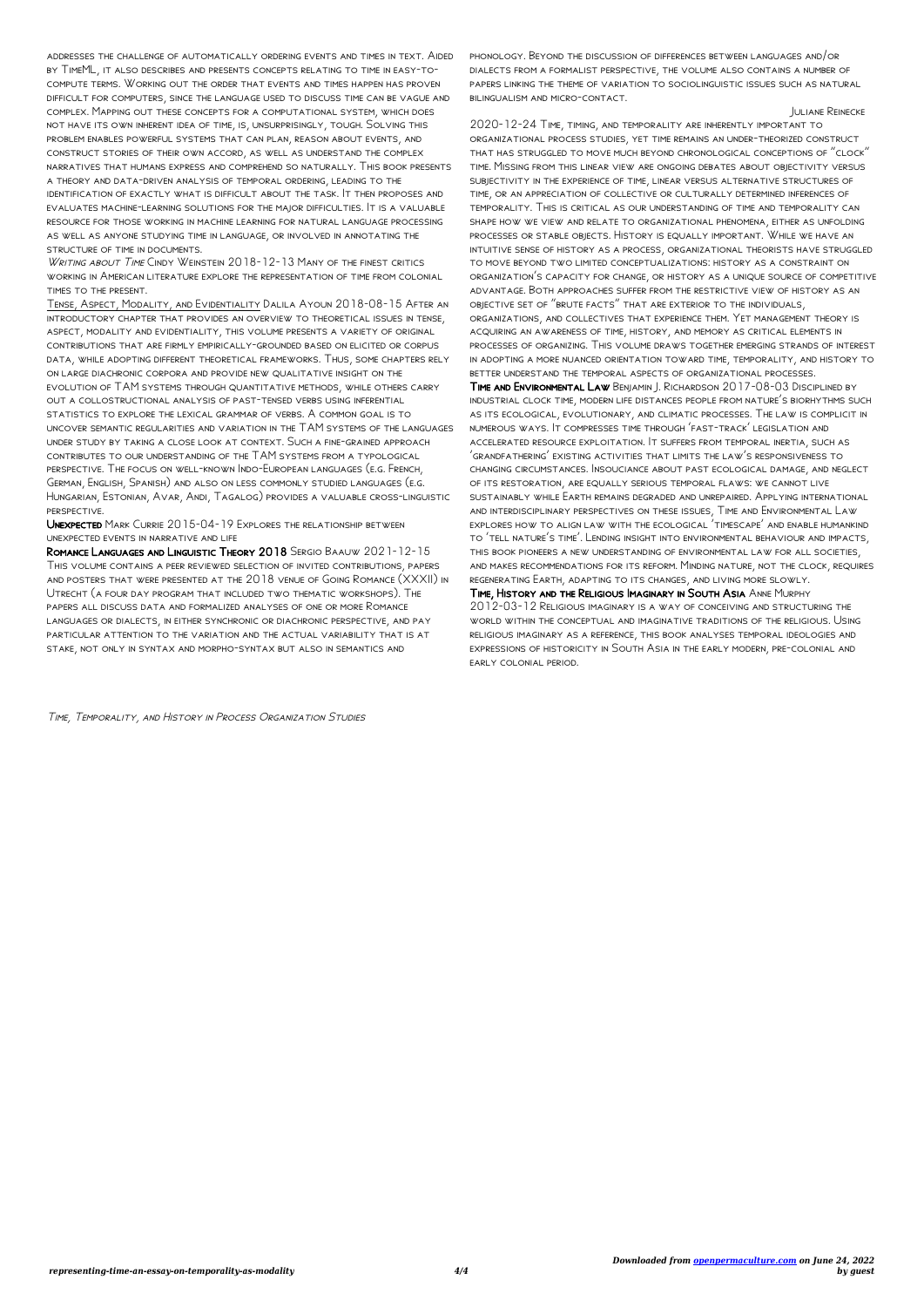addresses the challenge of automatically ordering events and times in text. Aided by TimeML, it also describes and presents concepts relating to time in easy-to-compute terms. Working out the order that events and times happen has proven difficult for computers, since the language used to discuss time can be vague and complex. Mapping out these concepts for a computational system, which does not have its own inherent idea of time, is, unsurprisingly, tough. Solving this problem enables powerful systems that can plan, reason about events, and construct stories of their own accord, as well as understand the complex narratives that humans express and comprehend so naturally. This book presents a theory and data-driven analysis of temporal ordering, leading to the identification of exactly what is difficult about the task. It then proposes and evaluates machine-learning solutions for the major difficulties. It is a valuable resource for those working in machine learning for natural language processing as well as anyone studying time in language, or involved in annotating the structure of time in documents.

*Writing about Time* Cindy Weinstein 2018-12-13 Many of the finest critics working in American literature explore the representation of time from colonial times to the present.

Tense, Aspect, Modality, and Evidentiality Dalila Ayoun 2018-08-15 After an introductory chapter that provides an overview to theoretical issues in tense, aspect, modality and evidentiality, this volume presents a variety of original contributions that are firmly empirically-grounded based on elicited or corpus data, while adopting different theoretical frameworks. Thus, some chapters rely on large diachronic corpora and provide new qualitative insight on the evolution of TAM systems through quantitative methods, while others carry out a collostructional analysis of past-tensed verbs using inferential statistics to explore the lexical grammar of verbs. A common goal is to uncover semantic regularities and variation in the TAM systems of the languages under study by taking a close look at context. Such a fine-grained approach contributes to our understanding of the TAM systems from a typological perspective. The focus on well-known Indo-European languages (e.g. French, German, English, Spanish) and also on less commonly studied languages (e.g. Hungarian, Estonian, Avar, Andi, Tagalog) provides a valuable cross-linguistic perspective.

**Unexpected** Mark Currie 2015-04-19 Explores the relationship between unexpected events in narrative and life

**Romance Languages and Linguistic Theory 2018** Sergio Baauw 2021-12-15 This volume contains a peer reviewed selection of invited contributions, papers and posters that were presented at the 2018 venue of Going Romance (XXXII) in Utrecht (a four day program that included two thematic workshops). The papers all discuss data and formalized analyses of one or more Romance languages or dialects, in either synchronic or diachronic perspective, and pay particular attention to the variation and the actual variability that is at stake, not only in syntax and morpho-syntax but also in semantics and phonology. Beyond the discussion of differences between languages and/or dialects from a formalist perspective, the volume also contains a number of papers linking the theme of variation to sociolinguistic issues such as natural bilingualism and micro-contact.

*Time, Temporality, and History in Process Organization Studies* Juliane Reinecke 2020-12-24 Time, timing, and temporality are inherently important to organizational process studies, yet time remains an under-theorized construct that has struggled to move much beyond chronological conceptions of "clock" time. Missing from this linear view are ongoing debates about objectivity versus subjectivity in the experience of time, linear versus alternative structures of time, or an appreciation of collective or culturally determined inferences of temporality. This is critical as our understanding of time and temporality can shape how we view and relate to organizational phenomena, either as unfolding processes or stable objects. History is equally important. While we have an intuitive sense of history as a process, organizational theorists have struggled to move beyond two limited conceptualizations: history as a constraint on organization's capacity for change, or history as a unique source of competitive advantage. Both approaches suffer from the restrictive view of history as an objective set of "brute facts" that are exterior to the individuals, organizations, and collectives that experience them. Yet management theory is acquiring an awareness of time, history, and memory as critical elements in processes of organizing. This volume draws together emerging strands of interest in adopting a more nuanced orientation toward time, temporality, and history to better understand the temporal aspects of organizational processes.

**Time and Environmental Law** Benjamin J. Richardson 2017-08-03 Disciplined by industrial clock time, modern life distances people from nature's biorhythms such as its ecological, evolutionary, and climatic processes. The law is complicit in numerous ways. It compresses time through 'fast-track' legislation and accelerated resource exploitation. It suffers from temporal inertia, such as 'grandfathering' existing activities that limits the law's responsiveness to changing circumstances. Insouciance about past ecological damage, and neglect of its restoration, are equally serious temporal flaws: we cannot live sustainably while Earth remains degraded and unrepaired. Applying international and interdisciplinary perspectives on these issues, Time and Environmental Law explores how to align law with the ecological 'timescape' and enable humankind to 'tell nature's time'. Lending insight into environmental behaviour and impacts, this book pioneers a new understanding of environmental law for all societies, and makes recommendations for its reform. Minding nature, not the clock, requires regenerating Earth, adapting to its changes, and living more slowly.

**Time, History and the Religious Imaginary in South Asia** Anne Murphy 2012-03-12 Religious imaginary is a way of conceiving and structuring the world within the conceptual and imaginative traditions of the religious. Using religious imaginary as a reference, this book analyses temporal ideologies and expressions of historicity in South Asia in the early modern, pre-colonial and early colonial period.